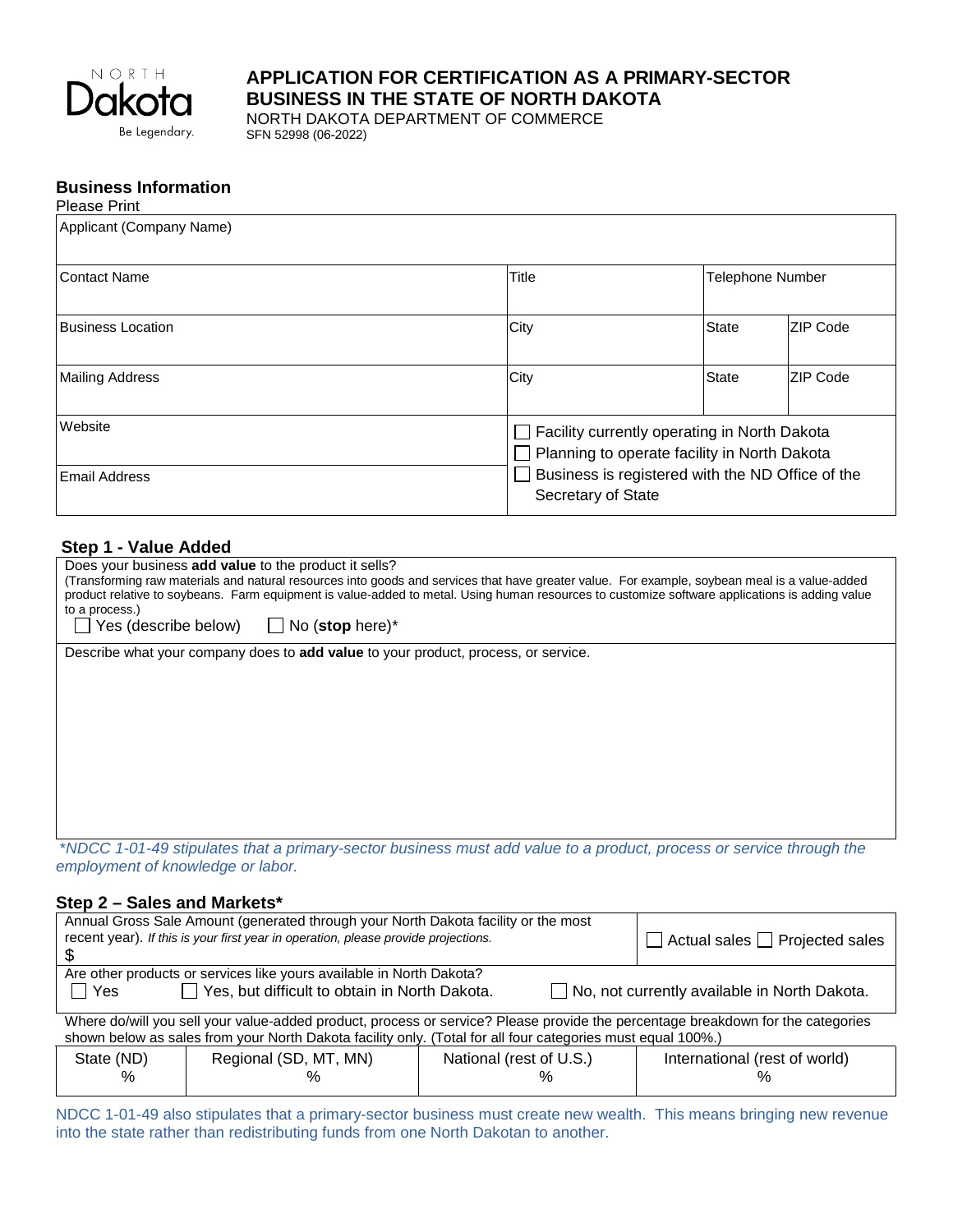# APPLICATION FOR CERTIFICATION AS A PRIMARY-SECTOR BUSINESS IN THE STATE OF NORTH DAKOTA

NORTH DAKOTA DEPARTMENT OF COMMERCE
SFN 52998 (06-2022)

## Business Information

Please Print

| Applicant (Company Name) | | | |
|---|---|---|---|
| Contact Name | Title | Telephone Number | |
| Business Location | City | State | ZIP Code |
| Mailing Address | City | State | ZIP Code |
| Website | ☐ Facility currently operating in North Dakota<br>☐ Planning to operate facility in North Dakota<br>☐ Business is registered with the ND Office of the Secretary of State | | |
| Email Address | | | |

## Step 1 - Value Added

Does your business **add value** to the product it sells?

(Transforming raw materials and natural resources into goods and services that have greater value. For example, soybean meal is a value-added product relative to soybeans. Farm equipment is value-added to metal. Using human resources to customize software applications is adding value to a process.)

☐ Yes (describe below) ☐ No (**stop** here)*

Describe what your company does to **add value** to your product, process, or service.

*\*NDCC 1-01-49 stipulates that a primary-sector business must add value to a product, process or service through the employment of knowledge or labor.*

## Step 2 – Sales and Markets*

Annual Gross Sale Amount (generated through your North Dakota facility or the most recent year). *If this is your first year in operation, please provide projections.*

$

☐ Actual sales ☐ Projected sales

Are other products or services like yours available in North Dakota?

☐ Yes ☐ Yes, but difficult to obtain in North Dakota. ☐ No, not currently available in North Dakota.

Where do/will you sell your value-added product, process or service? Please provide the percentage breakdown for the categories shown below as sales from your North Dakota facility only. (Total for all four categories must equal 100%.)

| State (ND) | Regional (SD, MT, MN) | National (rest of U.S.) | International (rest of world) |
|---|---|---|---|
| % | % | % | % |

NDCC 1-01-49 also stipulates that a primary-sector business must create new wealth. This means bringing new revenue into the state rather than redistributing funds from one North Dakotan to another.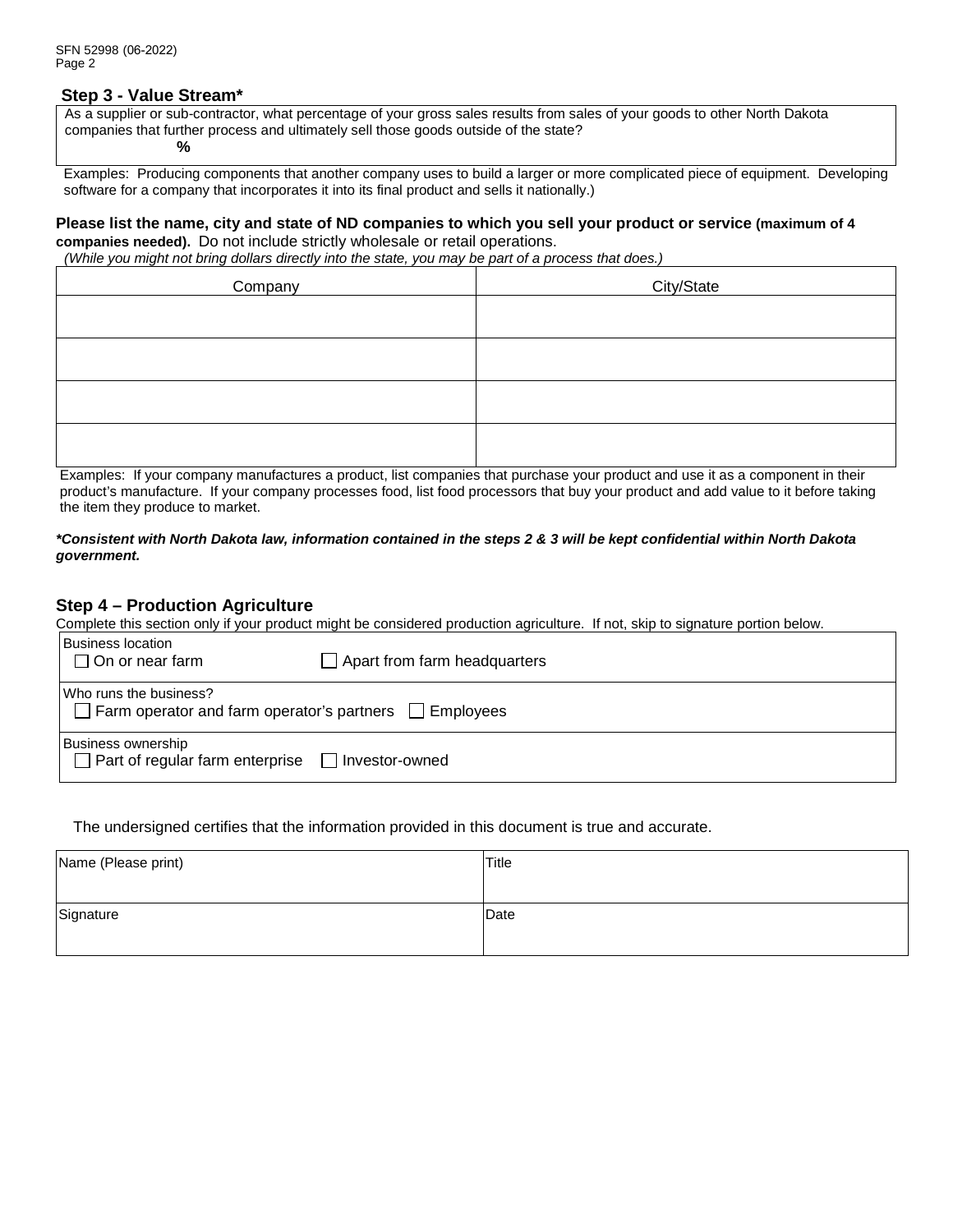### Step 3 - Value Stream*

As a supplier or sub-contractor, what percentage of your gross sales results from sales of your goods to other North Dakota companies that further process and ultimately sell those goods outside of the state?

%

Examples: Producing components that another company uses to build a larger or more complicated piece of equipment. Developing software for a company that incorporates it into its final product and sells it nationally.)

**Please list the name, city and state of ND companies to which you sell your product or service (maximum of 4 companies needed).** Do not include strictly wholesale or retail operations.

*(While you might not bring dollars directly into the state, you may be part of a process that does.)*

| Company | City/State |
|---|---|
| | |
| | |
| | |
| | |

Examples: If your company manufactures a product, list companies that purchase your product and use it as a component in their product's manufacture. If your company processes food, list food processors that buy your product and add value to it before taking the item they produce to market.

***Consistent with North Dakota law, information contained in the steps 2 & 3 will be kept confidential within North Dakota government.***

### Step 4 – Production Agriculture

Complete this section only if your product might be considered production agriculture. If not, skip to signature portion below.

Business location
☐ On or near farm ☐ Apart from farm headquarters

Who runs the business?
☐ Farm operator and farm operator's partners ☐ Employees

Business ownership
☐ Part of regular farm enterprise ☐ Investor-owned

The undersigned certifies that the information provided in this document is true and accurate.

| Name (Please print) | Title |
|---|---|
| Signature | Date |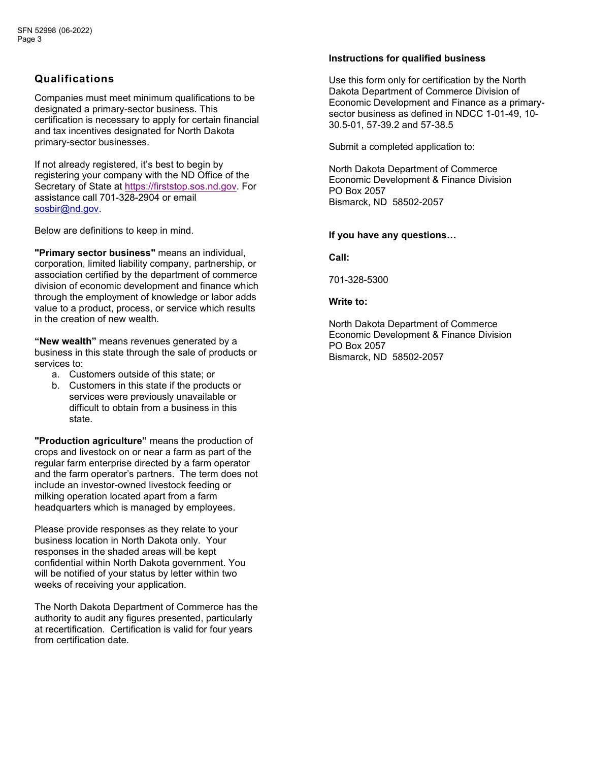## Qualifications

Companies must meet minimum qualifications to be designated a primary-sector business. This certification is necessary to apply for certain financial and tax incentives designated for North Dakota primary-sector businesses.

If not already registered, it's best to begin by registering your company with the ND Office of the Secretary of State at https://firststop.sos.nd.gov. For assistance call 701-328-2904 or email sosbir@nd.gov.

Below are definitions to keep in mind.

**"Primary sector business"** means an individual, corporation, limited liability company, partnership, or association certified by the department of commerce division of economic development and finance which through the employment of knowledge or labor adds value to a product, process, or service which results in the creation of new wealth.

**"New wealth"** means revenues generated by a business in this state through the sale of products or services to:

a. Customers outside of this state; or
b. Customers in this state if the products or services were previously unavailable or difficult to obtain from a business in this state.

**"Production agriculture"** means the production of crops and livestock on or near a farm as part of the regular farm enterprise directed by a farm operator and the farm operator's partners. The term does not include an investor-owned livestock feeding or milking operation located apart from a farm headquarters which is managed by employees.

Please provide responses as they relate to your business location in North Dakota only. Your responses in the shaded areas will be kept confidential within North Dakota government. You will be notified of your status by letter within two weeks of receiving your application.

The North Dakota Department of Commerce has the authority to audit any figures presented, particularly at recertification. Certification is valid for four years from certification date.

**Instructions for qualified business**

Use this form only for certification by the North Dakota Department of Commerce Division of Economic Development and Finance as a primary-sector business as defined in NDCC 1-01-49, 10-30.5-01, 57-39.2 and 57-38.5

Submit a completed application to:

North Dakota Department of Commerce
Economic Development & Finance Division
PO Box 2057
Bismarck, ND 58502-2057

**If you have any questions…**

**Call:**

701-328-5300

**Write to:**

North Dakota Department of Commerce
Economic Development & Finance Division
PO Box 2057
Bismarck, ND 58502-2057